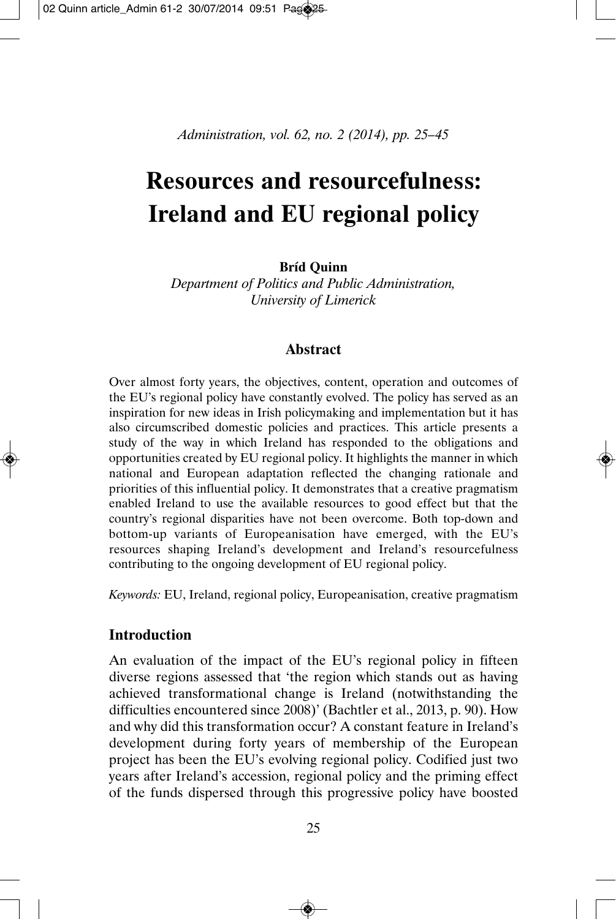# Resources and resourcefulness: Ireland and EU regional policy

**Bríd Quinn**

*Department of Politics and Public Administration, University of Limerick*

## Abstract

Over almost forty years, the objectives, content, operation and outcomes of the EU's regional policy have constantly evolved. The policy has served as an inspiration for new ideas in Irish policymaking and implementation but it has also circumscribed domestic policies and practices. This article presents a study of the way in which Ireland has responded to the obligations and opportunities created by EU regional policy. It highlights the manner in which national and European adaptation reflected the changing rationale and priorities of this influential policy. It demonstrates that a creative pragmatism enabled Ireland to use the available resources to good effect but that the country's regional disparities have not been overcome. Both top-down and bottom-up variants of Europeanisation have emerged, with the EU's resources shaping Ireland's development and Ireland's resourcefulness contributing to the ongoing development of EU regional policy.

*Keywords:* EU, Ireland, regional policy, Europeanisation, creative pragmatism

## Introduction

An evaluation of the impact of the EU's regional policy in fifteen diverse regions assessed that 'the region which stands out as having achieved transformational change is Ireland (notwithstanding the difficulties encountered since 2008)' (Bachtler et al., 2013, p. 90). How and why did this transformation occur? A constant feature in Ireland's development during forty years of membership of the European project has been the EU's evolving regional policy. Codified just two years after Ireland's accession, regional policy and the priming effect of the funds dispersed through this progressive policy have boosted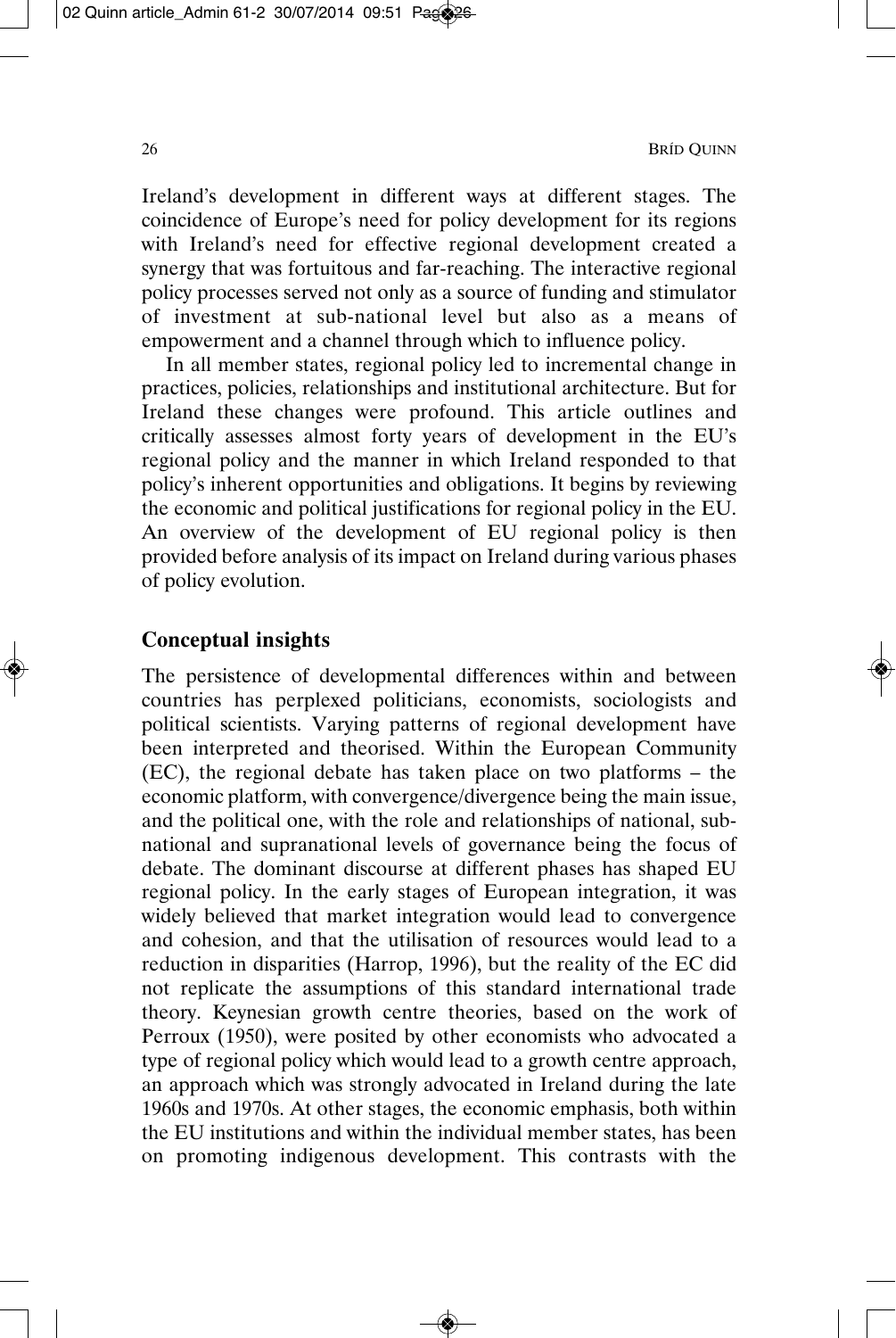Ireland's development in different ways at different stages. The coincidence of Europe's need for policy development for its regions with Ireland's need for effective regional development created a synergy that was fortuitous and far-reaching. The interactive regional policy processes served not only as a source of funding and stimulator of investment at sub-national level but also as a means of empowerment and a channel through which to influence policy.

In all member states, regional policy led to incremental change in practices, policies, relationships and institutional architecture. But for Ireland these changes were profound. This article outlines and critically assesses almost forty years of development in the EU's regional policy and the manner in which Ireland responded to that policy's inherent opportunities and obligations. It begins by reviewing the economic and political justifications for regional policy in the EU. An overview of the development of EU regional policy is then provided before analysis of its impact on Ireland during various phases of policy evolution.

## Conceptual insights

The persistence of developmental differences within and between countries has perplexed politicians, economists, sociologists and political scientists. Varying patterns of regional development have been interpreted and theorised. Within the European Community (EC), the regional debate has taken place on two platforms – the economic platform, with convergence/divergence being the main issue, and the political one, with the role and relationships of national, sub-national and supranational levels of governance being the focus of debate. The dominant discourse at different phases has shaped EU regional policy. In the early stages of European integration, it was widely believed that market integration would lead to convergence and cohesion, and that the utilisation of resources would lead to a reduction in disparities (Harrop, 1996), but the reality of the EC did not replicate the assumptions of this standard international trade theory. Keynesian growth centre theories, based on the work of Perroux (1950), were posited by other economists who advocated a type of regional policy which would lead to a growth centre approach, an approach which was strongly advocated in Ireland during the late 1960s and 1970s. At other stages, the economic emphasis, both within the EU institutions and within the individual member states, has been on promoting indigenous development. This contrasts with the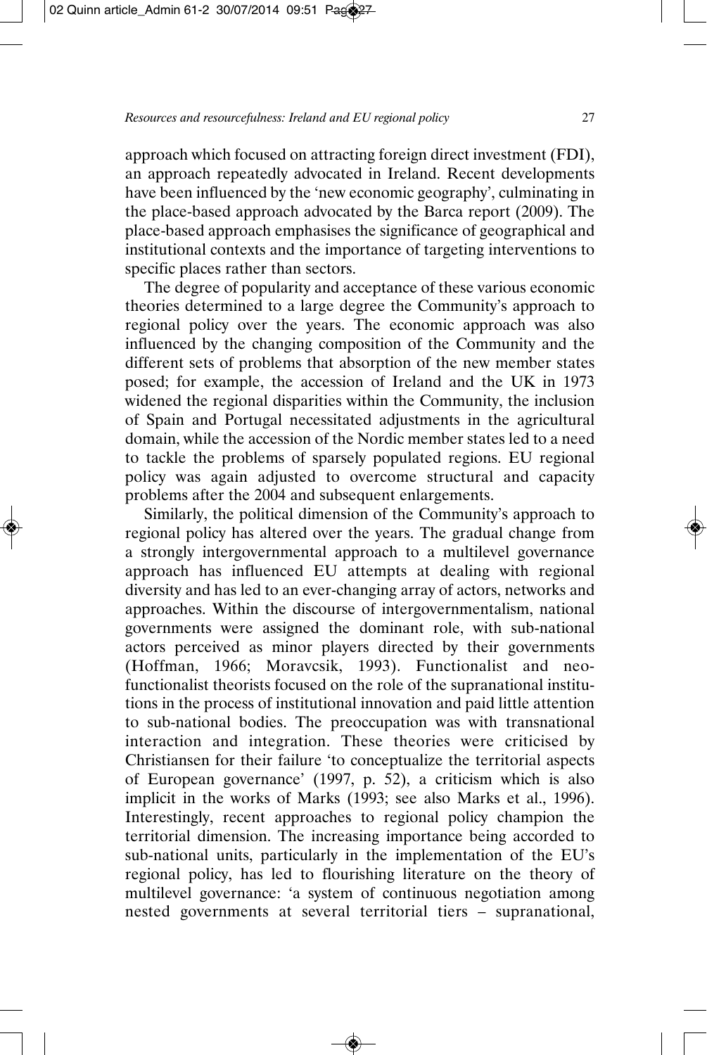approach which focused on attracting foreign direct investment (FDI), an approach repeatedly advocated in Ireland. Recent developments have been influenced by the 'new economic geography', culminating in the place-based approach advocated by the Barca report (2009). The place-based approach emphasises the significance of geographical and institutional contexts and the importance of targeting interventions to specific places rather than sectors.

The degree of popularity and acceptance of these various economic theories determined to a large degree the Community's approach to regional policy over the years. The economic approach was also influenced by the changing composition of the Community and the different sets of problems that absorption of the new member states posed; for example, the accession of Ireland and the UK in 1973 widened the regional disparities within the Community, the inclusion of Spain and Portugal necessitated adjustments in the agricultural domain, while the accession of the Nordic member states led to a need to tackle the problems of sparsely populated regions. EU regional policy was again adjusted to overcome structural and capacity problems after the 2004 and subsequent enlargements.

Similarly, the political dimension of the Community's approach to regional policy has altered over the years. The gradual change from a strongly intergovernmental approach to a multilevel governance approach has influenced EU attempts at dealing with regional diversity and has led to an ever-changing array of actors, networks and approaches. Within the discourse of intergovernmentalism, national governments were assigned the dominant role, with sub-national actors perceived as minor players directed by their governments (Hoffman, 1966; Moravcsik, 1993). Functionalist and neo-functionalist theorists focused on the role of the supranational institutions in the process of institutional innovation and paid little attention to sub-national bodies. The preoccupation was with transnational interaction and integration. These theories were criticised by Christiansen for their failure 'to conceptualize the territorial aspects of European governance' (1997, p. 52), a criticism which is also implicit in the works of Marks (1993; see also Marks et al., 1996). Interestingly, recent approaches to regional policy champion the territorial dimension. The increasing importance being accorded to sub-national units, particularly in the implementation of the EU's regional policy, has led to flourishing literature on the theory of multilevel governance: 'a system of continuous negotiation among nested governments at several territorial tiers – supranational,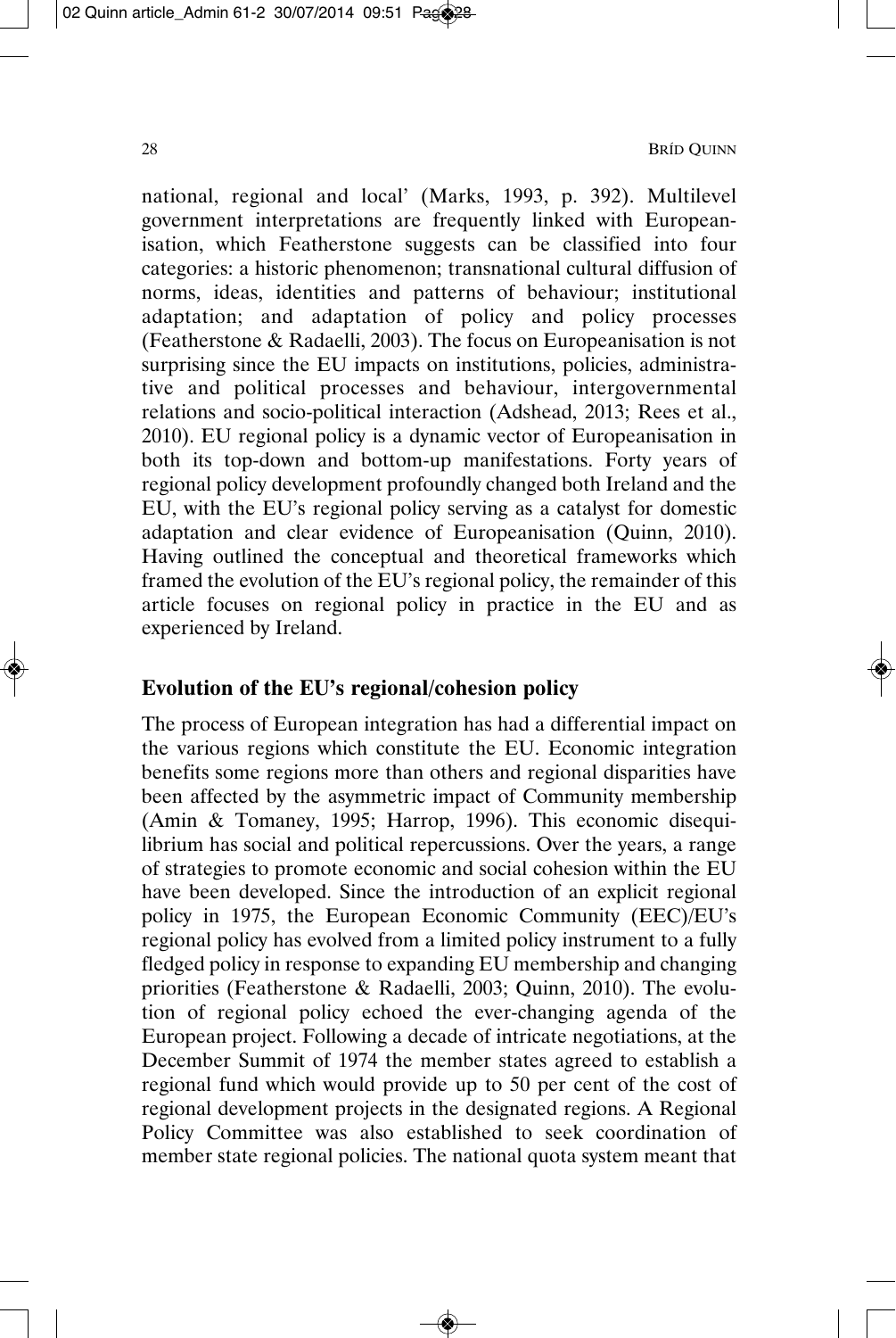national, regional and local' (Marks, 1993, p. 392). Multilevel government interpretations are frequently linked with Europeanisation, which Featherstone suggests can be classified into four categories: a historic phenomenon; transnational cultural diffusion of norms, ideas, identities and patterns of behaviour; institutional adaptation; and adaptation of policy and policy processes (Featherstone & Radaelli, 2003). The focus on Europeanisation is not surprising since the EU impacts on institutions, policies, administrative and political processes and behaviour, intergovernmental relations and socio-political interaction (Adshead, 2013; Rees et al., 2010). EU regional policy is a dynamic vector of Europeanisation in both its top-down and bottom-up manifestations. Forty years of regional policy development profoundly changed both Ireland and the EU, with the EU's regional policy serving as a catalyst for domestic adaptation and clear evidence of Europeanisation (Quinn, 2010). Having outlined the conceptual and theoretical frameworks which framed the evolution of the EU's regional policy, the remainder of this article focuses on regional policy in practice in the EU and as experienced by Ireland.

## Evolution of the EU's regional/cohesion policy

The process of European integration has had a differential impact on the various regions which constitute the EU. Economic integration benefits some regions more than others and regional disparities have been affected by the asymmetric impact of Community membership (Amin & Tomaney, 1995; Harrop, 1996). This economic disequilibrium has social and political repercussions. Over the years, a range of strategies to promote economic and social cohesion within the EU have been developed. Since the introduction of an explicit regional policy in 1975, the European Economic Community (EEC)/EU's regional policy has evolved from a limited policy instrument to a fully fledged policy in response to expanding EU membership and changing priorities (Featherstone & Radaelli, 2003; Quinn, 2010). The evolution of regional policy echoed the ever-changing agenda of the European project. Following a decade of intricate negotiations, at the December Summit of 1974 the member states agreed to establish a regional fund which would provide up to 50 per cent of the cost of regional development projects in the designated regions. A Regional Policy Committee was also established to seek coordination of member state regional policies. The national quota system meant that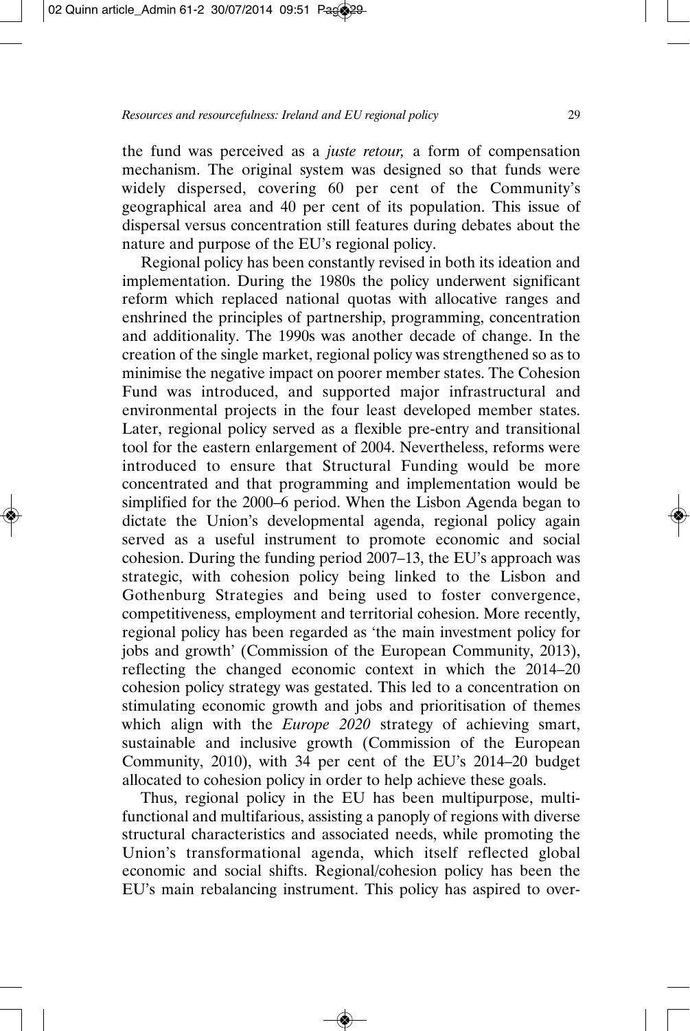the fund was perceived as a *juste retour,* a form of compensation mechanism. The original system was designed so that funds were widely dispersed, covering 60 per cent of the Community's geographical area and 40 per cent of its population. This issue of dispersal versus concentration still features during debates about the nature and purpose of the EU's regional policy.

Regional policy has been constantly revised in both its ideation and implementation. During the 1980s the policy underwent significant reform which replaced national quotas with allocative ranges and enshrined the principles of partnership, programming, concentration and additionality. The 1990s was another decade of change. In the creation of the single market, regional policy was strengthened so as to minimise the negative impact on poorer member states. The Cohesion Fund was introduced, and supported major infrastructural and environmental projects in the four least developed member states. Later, regional policy served as a flexible pre-entry and transitional tool for the eastern enlargement of 2004. Nevertheless, reforms were introduced to ensure that Structural Funding would be more concentrated and that programming and implementation would be simplified for the 2000–6 period. When the Lisbon Agenda began to dictate the Union's developmental agenda, regional policy again served as a useful instrument to promote economic and social cohesion. During the funding period 2007–13, the EU's approach was strategic, with cohesion policy being linked to the Lisbon and Gothenburg Strategies and being used to foster convergence, competitiveness, employment and territorial cohesion. More recently, regional policy has been regarded as 'the main investment policy for jobs and growth' (Commission of the European Community, 2013), reflecting the changed economic context in which the 2014–20 cohesion policy strategy was gestated. This led to a concentration on stimulating economic growth and jobs and prioritisation of themes which align with the *Europe 2020* strategy of achieving smart, sustainable and inclusive growth (Commission of the European Community, 2010), with 34 per cent of the EU's 2014–20 budget allocated to cohesion policy in order to help achieve these goals.

Thus, regional policy in the EU has been multipurpose, multifunctional and multifarious, assisting a panoply of regions with diverse structural characteristics and associated needs, while promoting the Union's transformational agenda, which itself reflected global economic and social shifts. Regional/cohesion policy has been the EU's main rebalancing instrument. This policy has aspired to over-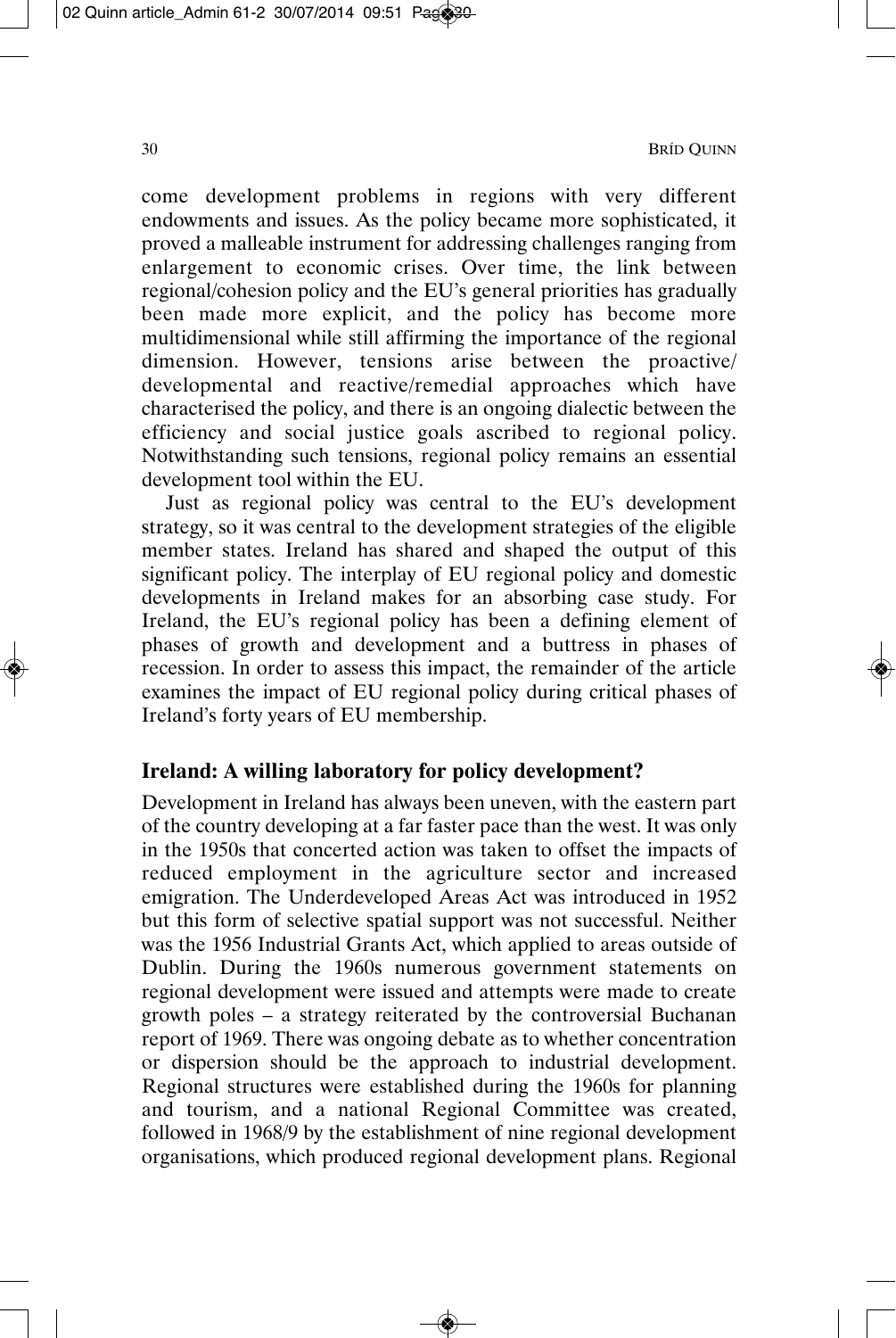come development problems in regions with very different endowments and issues. As the policy became more sophisticated, it proved a malleable instrument for addressing challenges ranging from enlargement to economic crises. Over time, the link between regional/cohesion policy and the EU's general priorities has gradually been made more explicit, and the policy has become more multidimensional while still affirming the importance of the regional dimension. However, tensions arise between the proactive/developmental and reactive/remedial approaches which have characterised the policy, and there is an ongoing dialectic between the efficiency and social justice goals ascribed to regional policy. Notwithstanding such tensions, regional policy remains an essential development tool within the EU.

Just as regional policy was central to the EU's development strategy, so it was central to the development strategies of the eligible member states. Ireland has shared and shaped the output of this significant policy. The interplay of EU regional policy and domestic developments in Ireland makes for an absorbing case study. For Ireland, the EU's regional policy has been a defining element of phases of growth and development and a buttress in phases of recession. In order to assess this impact, the remainder of the article examines the impact of EU regional policy during critical phases of Ireland's forty years of EU membership.

## Ireland: A willing laboratory for policy development?

Development in Ireland has always been uneven, with the eastern part of the country developing at a far faster pace than the west. It was only in the 1950s that concerted action was taken to offset the impacts of reduced employment in the agriculture sector and increased emigration. The Underdeveloped Areas Act was introduced in 1952 but this form of selective spatial support was not successful. Neither was the 1956 Industrial Grants Act, which applied to areas outside of Dublin. During the 1960s numerous government statements on regional development were issued and attempts were made to create growth poles – a strategy reiterated by the controversial Buchanan report of 1969. There was ongoing debate as to whether concentration or dispersion should be the approach to industrial development. Regional structures were established during the 1960s for planning and tourism, and a national Regional Committee was created, followed in 1968/9 by the establishment of nine regional development organisations, which produced regional development plans. Regional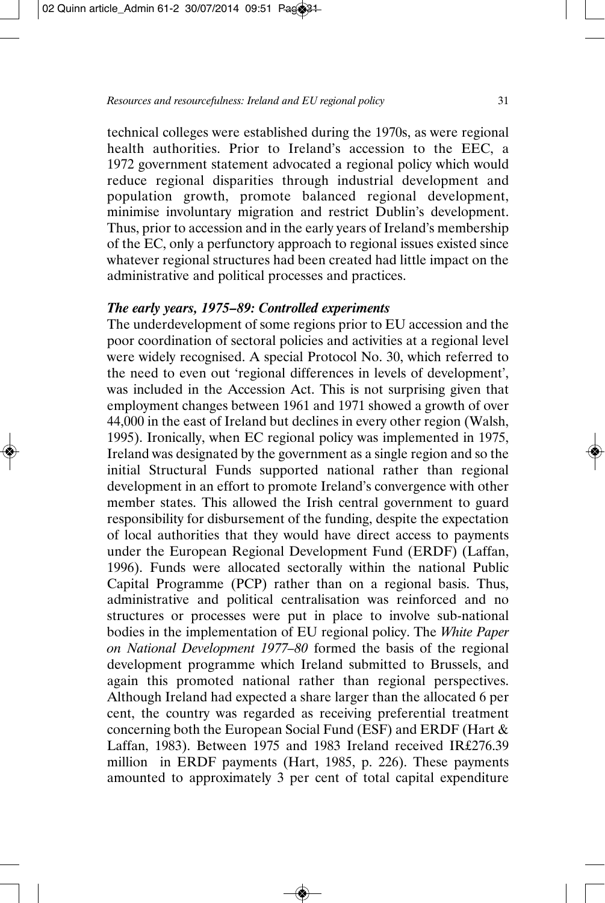technical colleges were established during the 1970s, as were regional health authorities. Prior to Ireland's accession to the EEC, a 1972 government statement advocated a regional policy which would reduce regional disparities through industrial development and population growth, promote balanced regional development, minimise involuntary migration and restrict Dublin's development. Thus, prior to accession and in the early years of Ireland's membership of the EC, only a perfunctory approach to regional issues existed since whatever regional structures had been created had little impact on the administrative and political processes and practices.

### *The early years, 1975–89: Controlled experiments*

The underdevelopment of some regions prior to EU accession and the poor coordination of sectoral policies and activities at a regional level were widely recognised. A special Protocol No. 30, which referred to the need to even out 'regional differences in levels of development', was included in the Accession Act. This is not surprising given that employment changes between 1961 and 1971 showed a growth of over 44,000 in the east of Ireland but declines in every other region (Walsh, 1995). Ironically, when EC regional policy was implemented in 1975, Ireland was designated by the government as a single region and so the initial Structural Funds supported national rather than regional development in an effort to promote Ireland's convergence with other member states. This allowed the Irish central government to guard responsibility for disbursement of the funding, despite the expectation of local authorities that they would have direct access to payments under the European Regional Development Fund (ERDF) (Laffan, 1996). Funds were allocated sectorally within the national Public Capital Programme (PCP) rather than on a regional basis. Thus, administrative and political centralisation was reinforced and no structures or processes were put in place to involve sub-national bodies in the implementation of EU regional policy. The *White Paper on National Development 1977–80* formed the basis of the regional development programme which Ireland submitted to Brussels, and again this promoted national rather than regional perspectives. Although Ireland had expected a share larger than the allocated 6 per cent, the country was regarded as receiving preferential treatment concerning both the European Social Fund (ESF) and ERDF (Hart & Laffan, 1983). Between 1975 and 1983 Ireland received IR£276.39 million in ERDF payments (Hart, 1985, p. 226). These payments amounted to approximately 3 per cent of total capital expenditure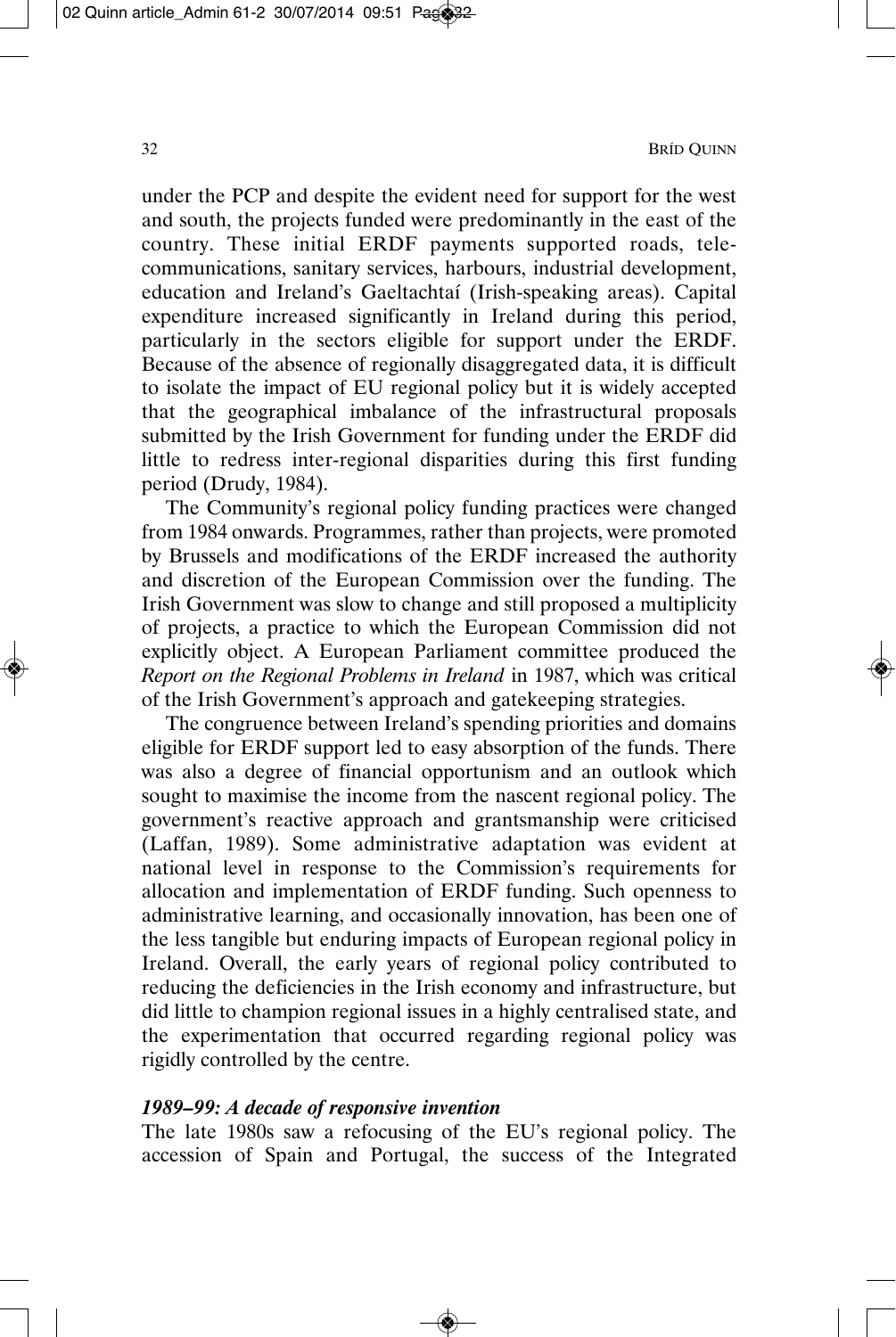under the PCP and despite the evident need for support for the west and south, the projects funded were predominantly in the east of the country. These initial ERDF payments supported roads, telecommunications, sanitary services, harbours, industrial development, education and Ireland's Gaeltachtaí (Irish-speaking areas). Capital expenditure increased significantly in Ireland during this period, particularly in the sectors eligible for support under the ERDF. Because of the absence of regionally disaggregated data, it is difficult to isolate the impact of EU regional policy but it is widely accepted that the geographical imbalance of the infrastructural proposals submitted by the Irish Government for funding under the ERDF did little to redress inter-regional disparities during this first funding period (Drudy, 1984).

The Community's regional policy funding practices were changed from 1984 onwards. Programmes, rather than projects, were promoted by Brussels and modifications of the ERDF increased the authority and discretion of the European Commission over the funding. The Irish Government was slow to change and still proposed a multiplicity of projects, a practice to which the European Commission did not explicitly object. A European Parliament committee produced the *Report on the Regional Problems in Ireland* in 1987, which was critical of the Irish Government's approach and gatekeeping strategies.

The congruence between Ireland's spending priorities and domains eligible for ERDF support led to easy absorption of the funds. There was also a degree of financial opportunism and an outlook which sought to maximise the income from the nascent regional policy. The government's reactive approach and grantsmanship were criticised (Laffan, 1989). Some administrative adaptation was evident at national level in response to the Commission's requirements for allocation and implementation of ERDF funding. Such openness to administrative learning, and occasionally innovation, has been one of the less tangible but enduring impacts of European regional policy in Ireland. Overall, the early years of regional policy contributed to reducing the deficiencies in the Irish economy and infrastructure, but did little to champion regional issues in a highly centralised state, and the experimentation that occurred regarding regional policy was rigidly controlled by the centre.

### *1989–99: A decade of responsive invention*

The late 1980s saw a refocusing of the EU's regional policy. The accession of Spain and Portugal, the success of the Integrated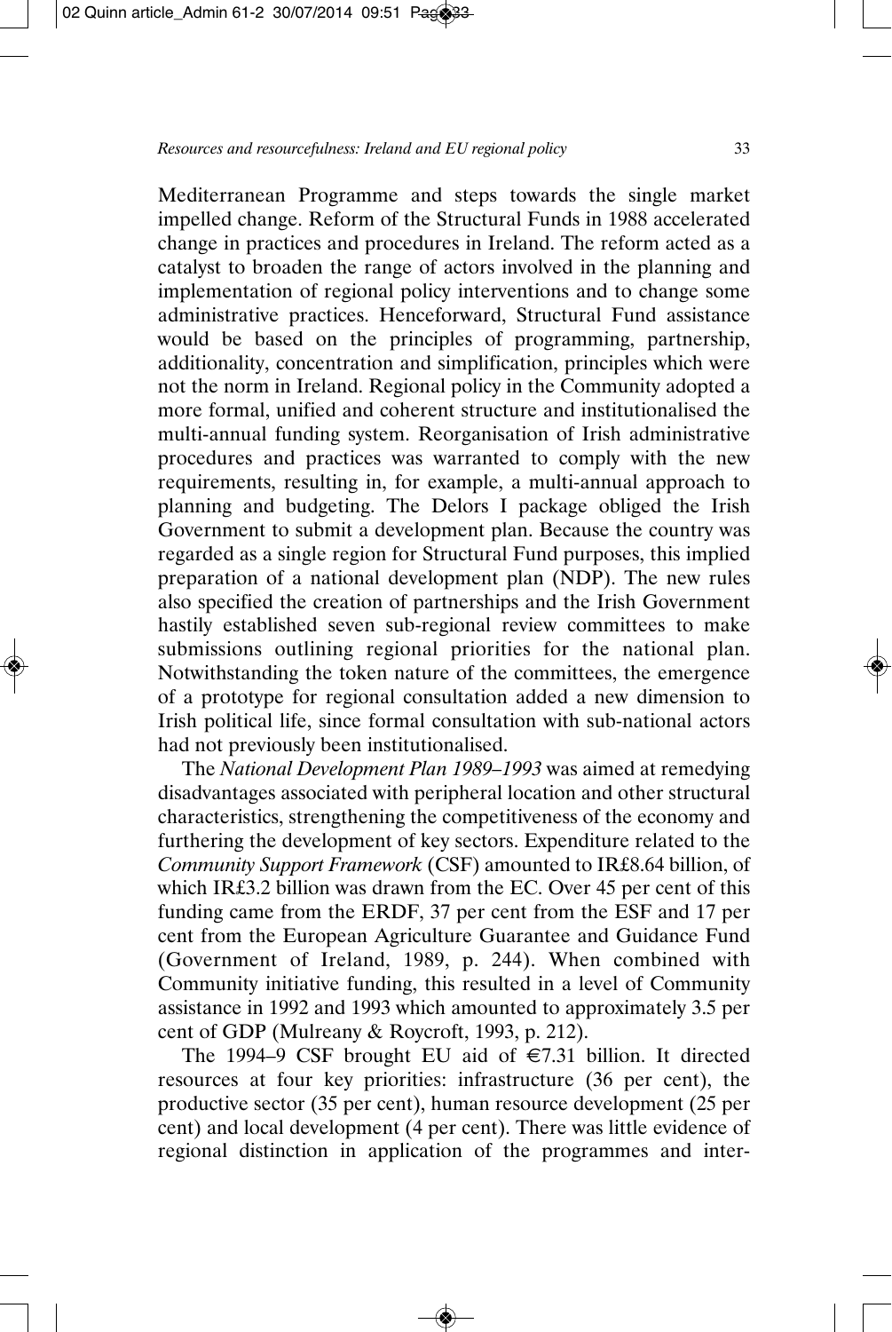Mediterranean Programme and steps towards the single market impelled change. Reform of the Structural Funds in 1988 accelerated change in practices and procedures in Ireland. The reform acted as a catalyst to broaden the range of actors involved in the planning and implementation of regional policy interventions and to change some administrative practices. Henceforward, Structural Fund assistance would be based on the principles of programming, partnership, additionality, concentration and simplification, principles which were not the norm in Ireland. Regional policy in the Community adopted a more formal, unified and coherent structure and institutionalised the multi-annual funding system. Reorganisation of Irish administrative procedures and practices was warranted to comply with the new requirements, resulting in, for example, a multi-annual approach to planning and budgeting. The Delors I package obliged the Irish Government to submit a development plan. Because the country was regarded as a single region for Structural Fund purposes, this implied preparation of a national development plan (NDP). The new rules also specified the creation of partnerships and the Irish Government hastily established seven sub-regional review committees to make submissions outlining regional priorities for the national plan. Notwithstanding the token nature of the committees, the emergence of a prototype for regional consultation added a new dimension to Irish political life, since formal consultation with sub-national actors had not previously been institutionalised.

The *National Development Plan 1989–1993* was aimed at remedying disadvantages associated with peripheral location and other structural characteristics, strengthening the competitiveness of the economy and furthering the development of key sectors. Expenditure related to the *Community Support Framework* (CSF) amounted to IR£8.64 billion, of which IR£3.2 billion was drawn from the EC. Over 45 per cent of this funding came from the ERDF, 37 per cent from the ESF and 17 per cent from the European Agriculture Guarantee and Guidance Fund (Government of Ireland, 1989, p. 244). When combined with Community initiative funding, this resulted in a level of Community assistance in 1992 and 1993 which amounted to approximately 3.5 per cent of GDP (Mulreany & Roycroft, 1993, p. 212).

The 1994–9 CSF brought EU aid of €7.31 billion. It directed resources at four key priorities: infrastructure (36 per cent), the productive sector (35 per cent), human resource development (25 per cent) and local development (4 per cent). There was little evidence of regional distinction in application of the programmes and inter-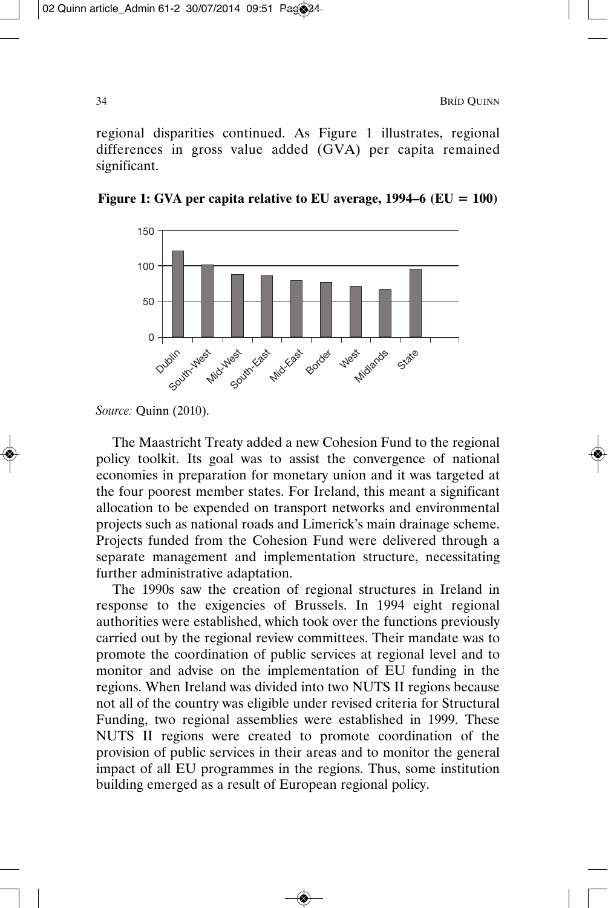regional disparities continued. As Figure 1 illustrates, regional differences in gross value added (GVA) per capita remained significant.

**Figure 1: GVA per capita relative to EU average, 1994–6 (EU = 100)**

*Source:* Quinn (2010).

The Maastricht Treaty added a new Cohesion Fund to the regional policy toolkit. Its goal was to assist the convergence of national economies in preparation for monetary union and it was targeted at the four poorest member states. For Ireland, this meant a significant allocation to be expended on transport networks and environmental projects such as national roads and Limerick's main drainage scheme. Projects funded from the Cohesion Fund were delivered through a separate management and implementation structure, necessitating further administrative adaptation.

The 1990s saw the creation of regional structures in Ireland in response to the exigencies of Brussels. In 1994 eight regional authorities were established, which took over the functions previously carried out by the regional review committees. Their mandate was to promote the coordination of public services at regional level and to monitor and advise on the implementation of EU funding in the regions. When Ireland was divided into two NUTS II regions because not all of the country was eligible under revised criteria for Structural Funding, two regional assemblies were established in 1999. These NUTS II regions were created to promote coordination of the provision of public services in their areas and to monitor the general impact of all EU programmes in the regions. Thus, some institution building emerged as a result of European regional policy.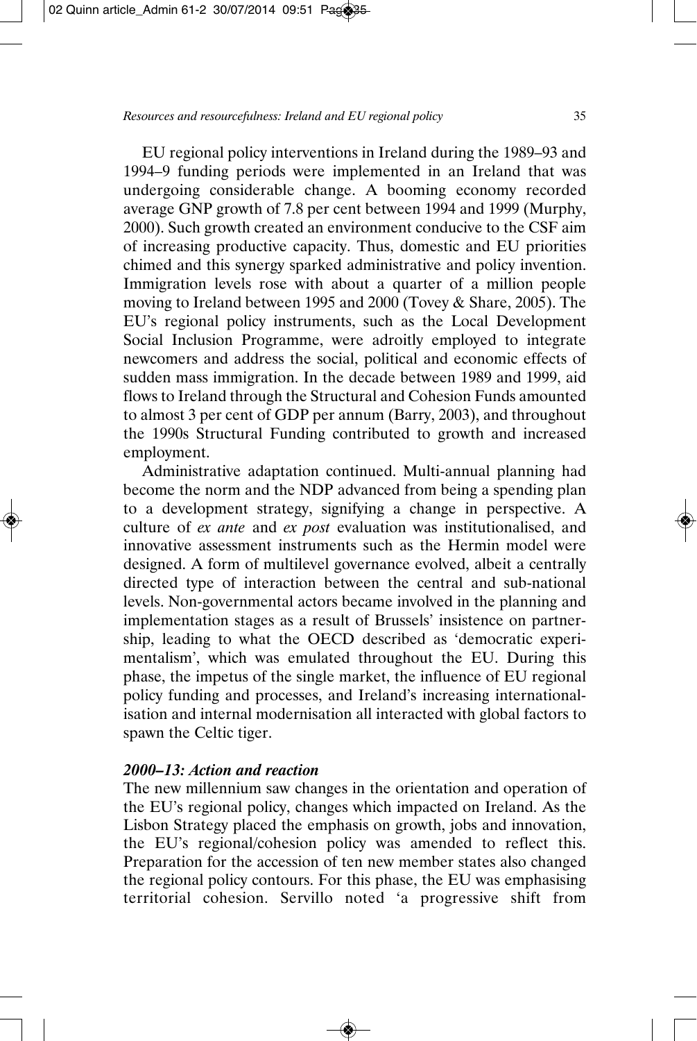EU regional policy interventions in Ireland during the 1989–93 and 1994–9 funding periods were implemented in an Ireland that was undergoing considerable change. A booming economy recorded average GNP growth of 7.8 per cent between 1994 and 1999 (Murphy, 2000). Such growth created an environment conducive to the CSF aim of increasing productive capacity. Thus, domestic and EU priorities chimed and this synergy sparked administrative and policy invention. Immigration levels rose with about a quarter of a million people moving to Ireland between 1995 and 2000 (Tovey & Share, 2005). The EU's regional policy instruments, such as the Local Development Social Inclusion Programme, were adroitly employed to integrate newcomers and address the social, political and economic effects of sudden mass immigration. In the decade between 1989 and 1999, aid flows to Ireland through the Structural and Cohesion Funds amounted to almost 3 per cent of GDP per annum (Barry, 2003), and throughout the 1990s Structural Funding contributed to growth and increased employment.

Administrative adaptation continued. Multi-annual planning had become the norm and the NDP advanced from being a spending plan to a development strategy, signifying a change in perspective. A culture of *ex ante* and *ex post* evaluation was institutionalised, and innovative assessment instruments such as the Hermin model were designed. A form of multilevel governance evolved, albeit a centrally directed type of interaction between the central and sub-national levels. Non-governmental actors became involved in the planning and implementation stages as a result of Brussels' insistence on partnership, leading to what the OECD described as 'democratic experimentalism', which was emulated throughout the EU. During this phase, the impetus of the single market, the influence of EU regional policy funding and processes, and Ireland's increasing internationalisation and internal modernisation all interacted with global factors to spawn the Celtic tiger.

### *2000–13: Action and reaction*

The new millennium saw changes in the orientation and operation of the EU's regional policy, changes which impacted on Ireland. As the Lisbon Strategy placed the emphasis on growth, jobs and innovation, the EU's regional/cohesion policy was amended to reflect this. Preparation for the accession of ten new member states also changed the regional policy contours. For this phase, the EU was emphasising territorial cohesion. Servillo noted 'a progressive shift from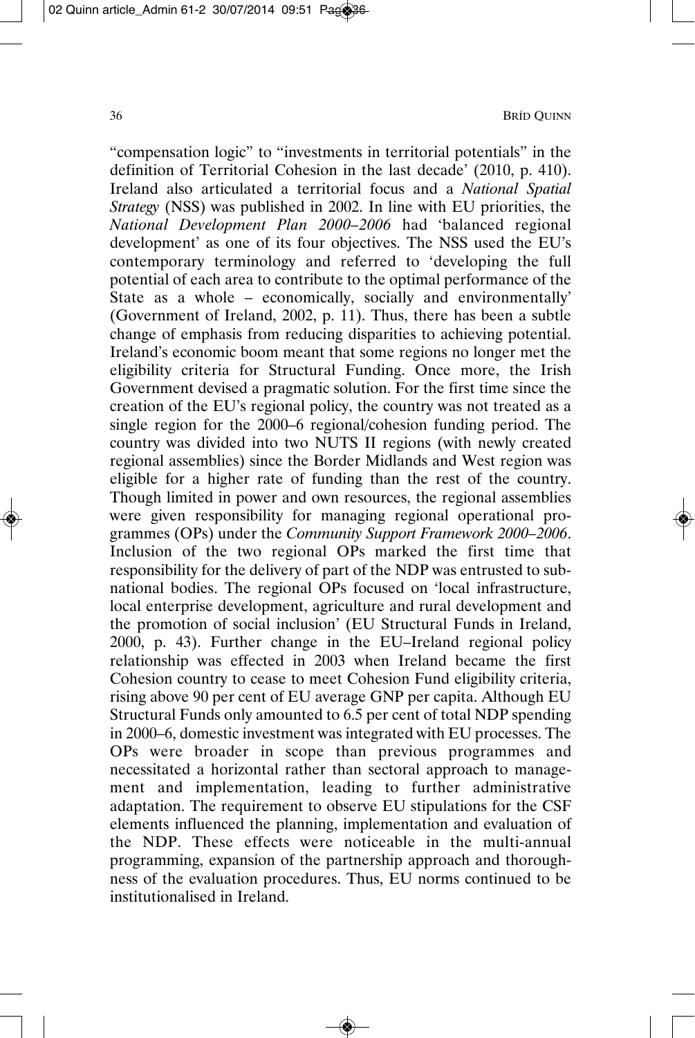"compensation logic" to "investments in territorial potentials" in the definition of Territorial Cohesion in the last decade' (2010, p. 410). Ireland also articulated a territorial focus and a *National Spatial Strategy* (NSS) was published in 2002. In line with EU priorities, the *National Development Plan 2000–2006* had 'balanced regional development' as one of its four objectives. The NSS used the EU's contemporary terminology and referred to 'developing the full potential of each area to contribute to the optimal performance of the State as a whole – economically, socially and environmentally' (Government of Ireland, 2002, p. 11). Thus, there has been a subtle change of emphasis from reducing disparities to achieving potential. Ireland's economic boom meant that some regions no longer met the eligibility criteria for Structural Funding. Once more, the Irish Government devised a pragmatic solution. For the first time since the creation of the EU's regional policy, the country was not treated as a single region for the 2000–6 regional/cohesion funding period. The country was divided into two NUTS II regions (with newly created regional assemblies) since the Border Midlands and West region was eligible for a higher rate of funding than the rest of the country. Though limited in power and own resources, the regional assemblies were given responsibility for managing regional operational programmes (OPs) under the *Community Support Framework 2000–2006*. Inclusion of the two regional OPs marked the first time that responsibility for the delivery of part of the NDP was entrusted to subnational bodies. The regional OPs focused on 'local infrastructure, local enterprise development, agriculture and rural development and the promotion of social inclusion' (EU Structural Funds in Ireland, 2000, p. 43). Further change in the EU–Ireland regional policy relationship was effected in 2003 when Ireland became the first Cohesion country to cease to meet Cohesion Fund eligibility criteria, rising above 90 per cent of EU average GNP per capita. Although EU Structural Funds only amounted to 6.5 per cent of total NDP spending in 2000–6, domestic investment was integrated with EU processes. The OPs were broader in scope than previous programmes and necessitated a horizontal rather than sectoral approach to management and implementation, leading to further administrative adaptation. The requirement to observe EU stipulations for the CSF elements influenced the planning, implementation and evaluation of the NDP. These effects were noticeable in the multi-annual programming, expansion of the partnership approach and thoroughness of the evaluation procedures. Thus, EU norms continued to be institutionalised in Ireland.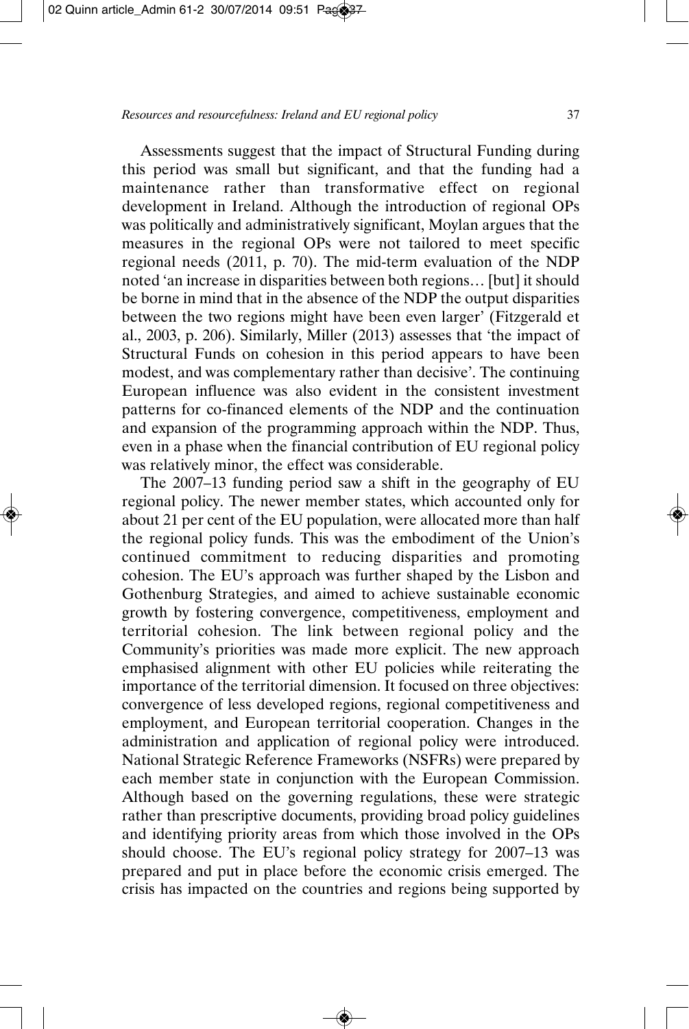Assessments suggest that the impact of Structural Funding during this period was small but significant, and that the funding had a maintenance rather than transformative effect on regional development in Ireland. Although the introduction of regional OPs was politically and administratively significant, Moylan argues that the measures in the regional OPs were not tailored to meet specific regional needs (2011, p. 70). The mid-term evaluation of the NDP noted 'an increase in disparities between both regions… [but] it should be borne in mind that in the absence of the NDP the output disparities between the two regions might have been even larger' (Fitzgerald et al., 2003, p. 206). Similarly, Miller (2013) assesses that 'the impact of Structural Funds on cohesion in this period appears to have been modest, and was complementary rather than decisive'. The continuing European influence was also evident in the consistent investment patterns for co-financed elements of the NDP and the continuation and expansion of the programming approach within the NDP. Thus, even in a phase when the financial contribution of EU regional policy was relatively minor, the effect was considerable.

The 2007–13 funding period saw a shift in the geography of EU regional policy. The newer member states, which accounted only for about 21 per cent of the EU population, were allocated more than half the regional policy funds. This was the embodiment of the Union's continued commitment to reducing disparities and promoting cohesion. The EU's approach was further shaped by the Lisbon and Gothenburg Strategies, and aimed to achieve sustainable economic growth by fostering convergence, competitiveness, employment and territorial cohesion. The link between regional policy and the Community's priorities was made more explicit. The new approach emphasised alignment with other EU policies while reiterating the importance of the territorial dimension. It focused on three objectives: convergence of less developed regions, regional competitiveness and employment, and European territorial cooperation. Changes in the administration and application of regional policy were introduced. National Strategic Reference Frameworks (NSFRs) were prepared by each member state in conjunction with the European Commission. Although based on the governing regulations, these were strategic rather than prescriptive documents, providing broad policy guidelines and identifying priority areas from which those involved in the OPs should choose. The EU's regional policy strategy for 2007–13 was prepared and put in place before the economic crisis emerged. The crisis has impacted on the countries and regions being supported by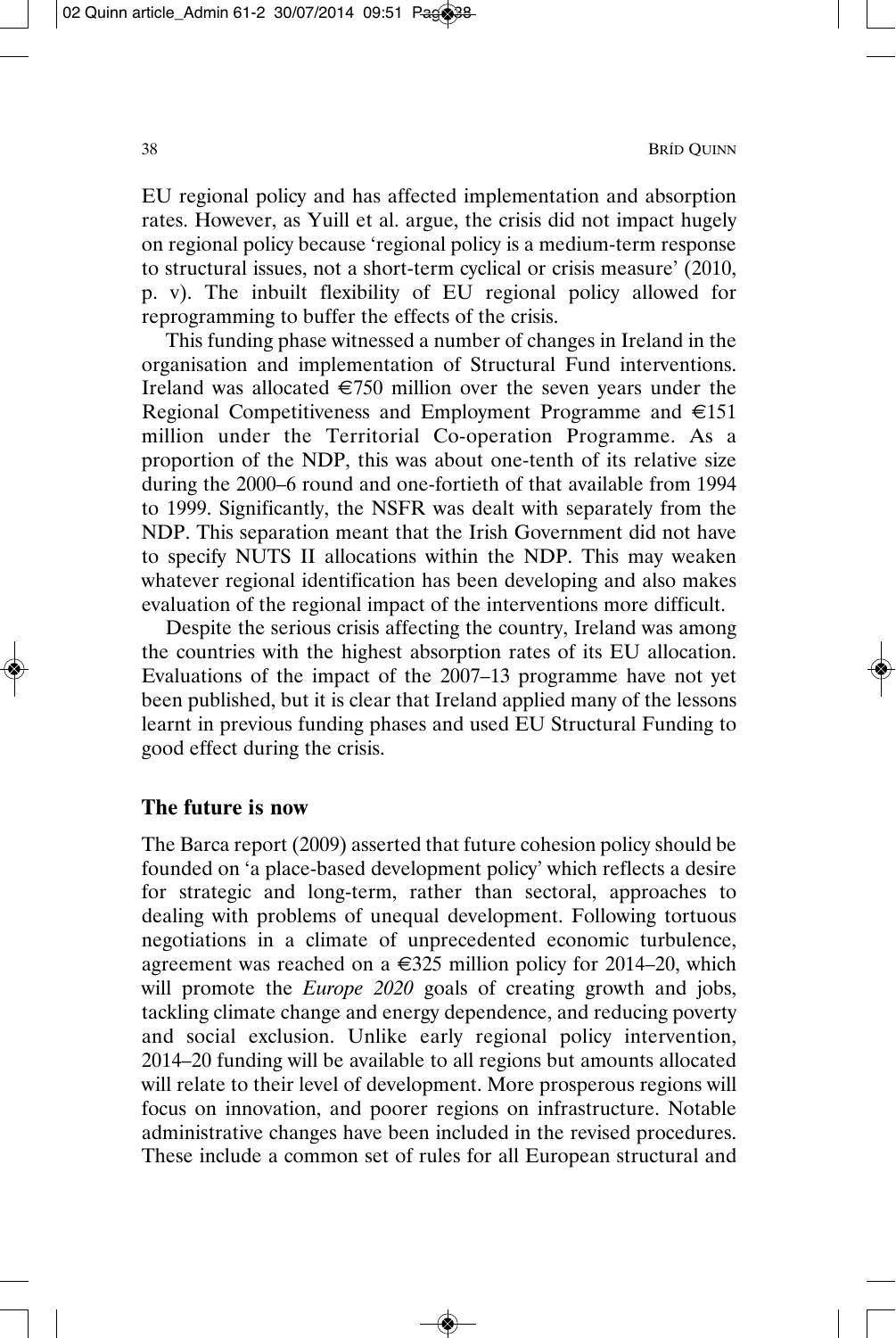EU regional policy and has affected implementation and absorption rates. However, as Yuill et al. argue, the crisis did not impact hugely on regional policy because 'regional policy is a medium-term response to structural issues, not a short-term cyclical or crisis measure' (2010, p. v). The inbuilt flexibility of EU regional policy allowed for reprogramming to buffer the effects of the crisis.

This funding phase witnessed a number of changes in Ireland in the organisation and implementation of Structural Fund interventions. Ireland was allocated €750 million over the seven years under the Regional Competitiveness and Employment Programme and €151 million under the Territorial Co-operation Programme. As a proportion of the NDP, this was about one-tenth of its relative size during the 2000–6 round and one-fortieth of that available from 1994 to 1999. Significantly, the NSFR was dealt with separately from the NDP. This separation meant that the Irish Government did not have to specify NUTS II allocations within the NDP. This may weaken whatever regional identification has been developing and also makes evaluation of the regional impact of the interventions more difficult.

Despite the serious crisis affecting the country, Ireland was among the countries with the highest absorption rates of its EU allocation. Evaluations of the impact of the 2007–13 programme have not yet been published, but it is clear that Ireland applied many of the lessons learnt in previous funding phases and used EU Structural Funding to good effect during the crisis.

## The future is now

The Barca report (2009) asserted that future cohesion policy should be founded on 'a place-based development policy' which reflects a desire for strategic and long-term, rather than sectoral, approaches to dealing with problems of unequal development. Following tortuous negotiations in a climate of unprecedented economic turbulence, agreement was reached on a €325 million policy for 2014–20, which will promote the *Europe 2020* goals of creating growth and jobs, tackling climate change and energy dependence, and reducing poverty and social exclusion. Unlike early regional policy intervention, 2014–20 funding will be available to all regions but amounts allocated will relate to their level of development. More prosperous regions will focus on innovation, and poorer regions on infrastructure. Notable administrative changes have been included in the revised procedures. These include a common set of rules for all European structural and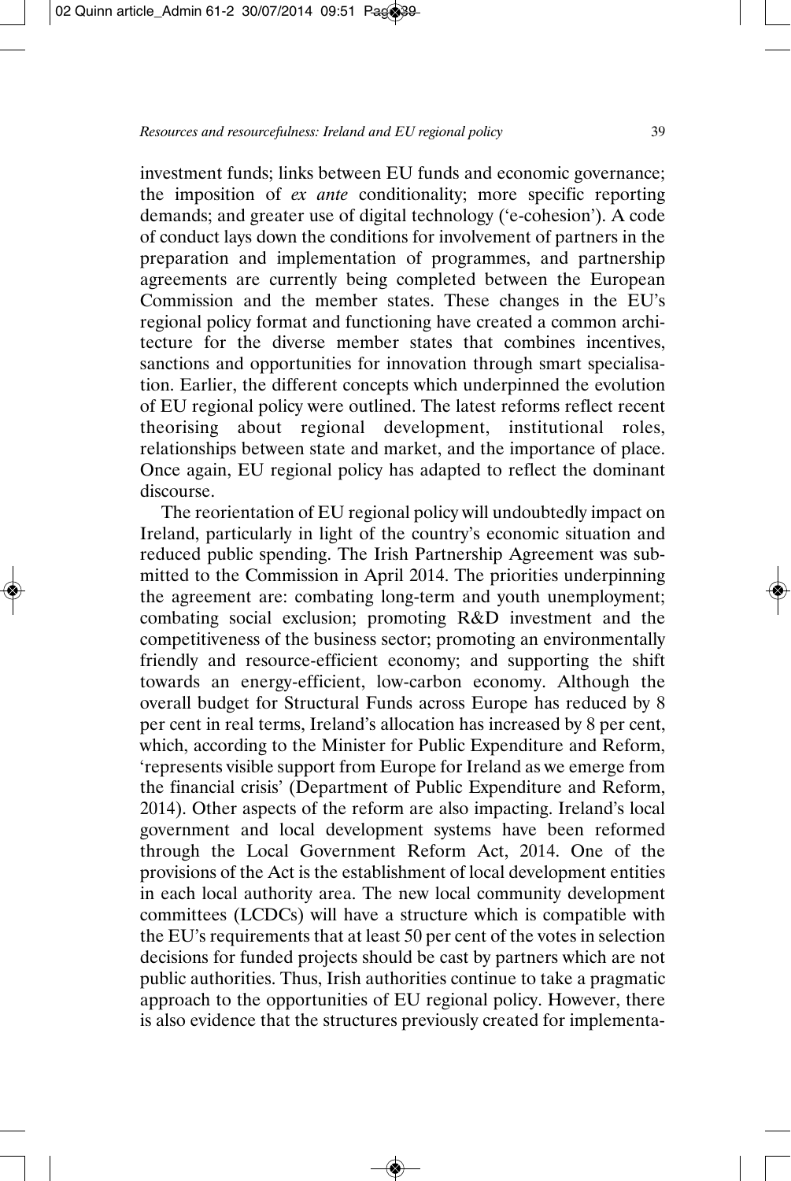investment funds; links between EU funds and economic governance; the imposition of *ex ante* conditionality; more specific reporting demands; and greater use of digital technology ('e-cohesion'). A code of conduct lays down the conditions for involvement of partners in the preparation and implementation of programmes, and partnership agreements are currently being completed between the European Commission and the member states. These changes in the EU's regional policy format and functioning have created a common architecture for the diverse member states that combines incentives, sanctions and opportunities for innovation through smart specialisation. Earlier, the different concepts which underpinned the evolution of EU regional policy were outlined. The latest reforms reflect recent theorising about regional development, institutional roles, relationships between state and market, and the importance of place. Once again, EU regional policy has adapted to reflect the dominant discourse.

The reorientation of EU regional policy will undoubtedly impact on Ireland, particularly in light of the country's economic situation and reduced public spending. The Irish Partnership Agreement was submitted to the Commission in April 2014. The priorities underpinning the agreement are: combating long-term and youth unemployment; combating social exclusion; promoting R&D investment and the competitiveness of the business sector; promoting an environmentally friendly and resource-efficient economy; and supporting the shift towards an energy-efficient, low-carbon economy. Although the overall budget for Structural Funds across Europe has reduced by 8 per cent in real terms, Ireland's allocation has increased by 8 per cent, which, according to the Minister for Public Expenditure and Reform, 'represents visible support from Europe for Ireland as we emerge from the financial crisis' (Department of Public Expenditure and Reform, 2014). Other aspects of the reform are also impacting. Ireland's local government and local development systems have been reformed through the Local Government Reform Act, 2014. One of the provisions of the Act is the establishment of local development entities in each local authority area. The new local community development committees (LCDCs) will have a structure which is compatible with the EU's requirements that at least 50 per cent of the votes in selection decisions for funded projects should be cast by partners which are not public authorities. Thus, Irish authorities continue to take a pragmatic approach to the opportunities of EU regional policy. However, there is also evidence that the structures previously created for implementa-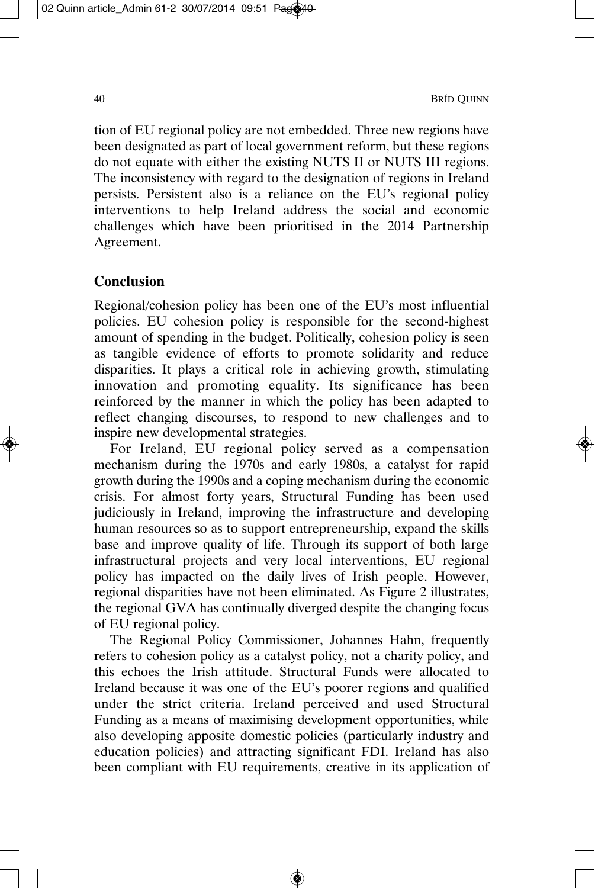tion of EU regional policy are not embedded. Three new regions have been designated as part of local government reform, but these regions do not equate with either the existing NUTS II or NUTS III regions. The inconsistency with regard to the designation of regions in Ireland persists. Persistent also is a reliance on the EU's regional policy interventions to help Ireland address the social and economic challenges which have been prioritised in the 2014 Partnership Agreement.

## Conclusion

Regional/cohesion policy has been one of the EU's most influential policies. EU cohesion policy is responsible for the second-highest amount of spending in the budget. Politically, cohesion policy is seen as tangible evidence of efforts to promote solidarity and reduce disparities. It plays a critical role in achieving growth, stimulating innovation and promoting equality. Its significance has been reinforced by the manner in which the policy has been adapted to reflect changing discourses, to respond to new challenges and to inspire new developmental strategies.

For Ireland, EU regional policy served as a compensation mechanism during the 1970s and early 1980s, a catalyst for rapid growth during the 1990s and a coping mechanism during the economic crisis. For almost forty years, Structural Funding has been used judiciously in Ireland, improving the infrastructure and developing human resources so as to support entrepreneurship, expand the skills base and improve quality of life. Through its support of both large infrastructural projects and very local interventions, EU regional policy has impacted on the daily lives of Irish people. However, regional disparities have not been eliminated. As Figure 2 illustrates, the regional GVA has continually diverged despite the changing focus of EU regional policy.

The Regional Policy Commissioner, Johannes Hahn, frequently refers to cohesion policy as a catalyst policy, not a charity policy, and this echoes the Irish attitude. Structural Funds were allocated to Ireland because it was one of the EU's poorer regions and qualified under the strict criteria. Ireland perceived and used Structural Funding as a means of maximising development opportunities, while also developing apposite domestic policies (particularly industry and education policies) and attracting significant FDI. Ireland has also been compliant with EU requirements, creative in its application of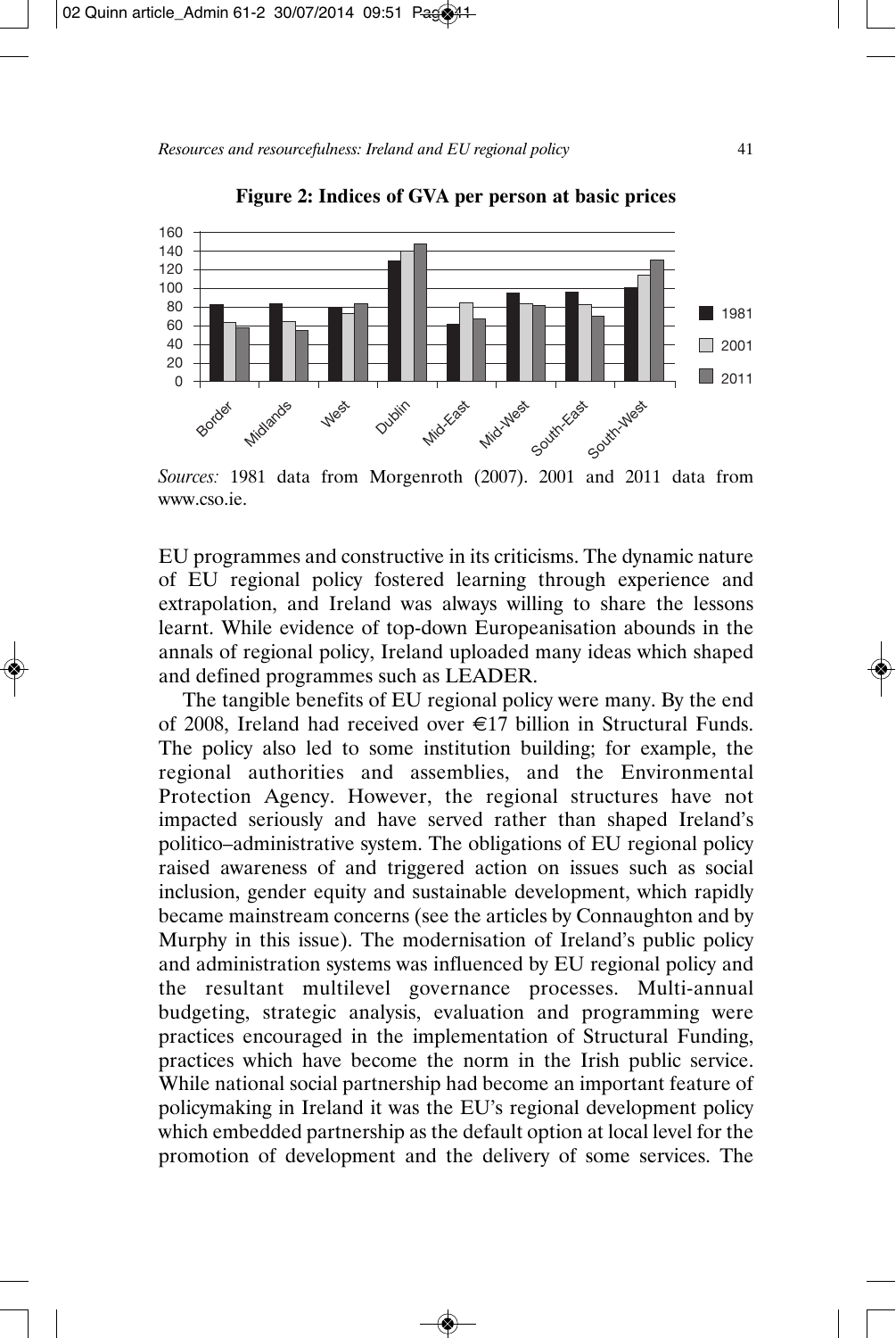**Figure 2: Indices of GVA per person at basic prices**

*Sources:* 1981 data from Morgenroth (2007). 2001 and 2011 data from www.cso.ie.

EU programmes and constructive in its criticisms. The dynamic nature of EU regional policy fostered learning through experience and extrapolation, and Ireland was always willing to share the lessons learnt. While evidence of top-down Europeanisation abounds in the annals of regional policy, Ireland uploaded many ideas which shaped and defined programmes such as LEADER.

The tangible benefits of EU regional policy were many. By the end of 2008, Ireland had received over €17 billion in Structural Funds. The policy also led to some institution building; for example, the regional authorities and assemblies, and the Environmental Protection Agency. However, the regional structures have not impacted seriously and have served rather than shaped Ireland's politico–administrative system. The obligations of EU regional policy raised awareness of and triggered action on issues such as social inclusion, gender equity and sustainable development, which rapidly became mainstream concerns (see the articles by Connaughton and by Murphy in this issue). The modernisation of Ireland's public policy and administration systems was influenced by EU regional policy and the resultant multilevel governance processes. Multi-annual budgeting, strategic analysis, evaluation and programming were practices encouraged in the implementation of Structural Funding, practices which have become the norm in the Irish public service. While national social partnership had become an important feature of policymaking in Ireland it was the EU's regional development policy which embedded partnership as the default option at local level for the promotion of development and the delivery of some services. The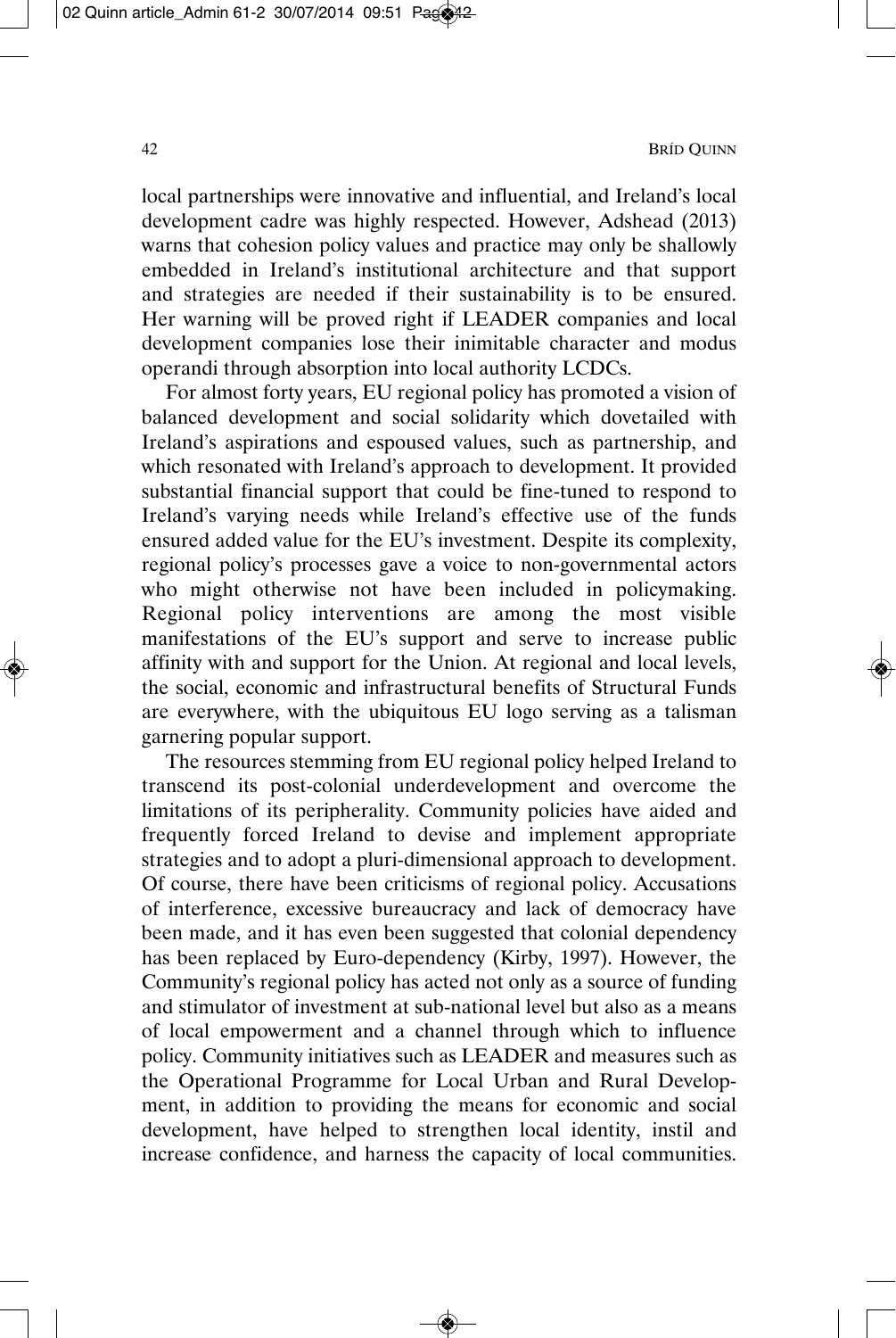local partnerships were innovative and influential, and Ireland's local development cadre was highly respected. However, Adshead (2013) warns that cohesion policy values and practice may only be shallowly embedded in Ireland's institutional architecture and that support and strategies are needed if their sustainability is to be ensured. Her warning will be proved right if LEADER companies and local development companies lose their inimitable character and modus operandi through absorption into local authority LCDCs.

For almost forty years, EU regional policy has promoted a vision of balanced development and social solidarity which dovetailed with Ireland's aspirations and espoused values, such as partnership, and which resonated with Ireland's approach to development. It provided substantial financial support that could be fine-tuned to respond to Ireland's varying needs while Ireland's effective use of the funds ensured added value for the EU's investment. Despite its complexity, regional policy's processes gave a voice to non-governmental actors who might otherwise not have been included in policymaking. Regional policy interventions are among the most visible manifestations of the EU's support and serve to increase public affinity with and support for the Union. At regional and local levels, the social, economic and infrastructural benefits of Structural Funds are everywhere, with the ubiquitous EU logo serving as a talisman garnering popular support.

The resources stemming from EU regional policy helped Ireland to transcend its post-colonial underdevelopment and overcome the limitations of its peripherality. Community policies have aided and frequently forced Ireland to devise and implement appropriate strategies and to adopt a pluri-dimensional approach to development. Of course, there have been criticisms of regional policy. Accusations of interference, excessive bureaucracy and lack of democracy have been made, and it has even been suggested that colonial dependency has been replaced by Euro-dependency (Kirby, 1997). However, the Community's regional policy has acted not only as a source of funding and stimulator of investment at sub-national level but also as a means of local empowerment and a channel through which to influence policy. Community initiatives such as LEADER and measures such as the Operational Programme for Local Urban and Rural Development, in addition to providing the means for economic and social development, have helped to strengthen local identity, instil and increase confidence, and harness the capacity of local communities.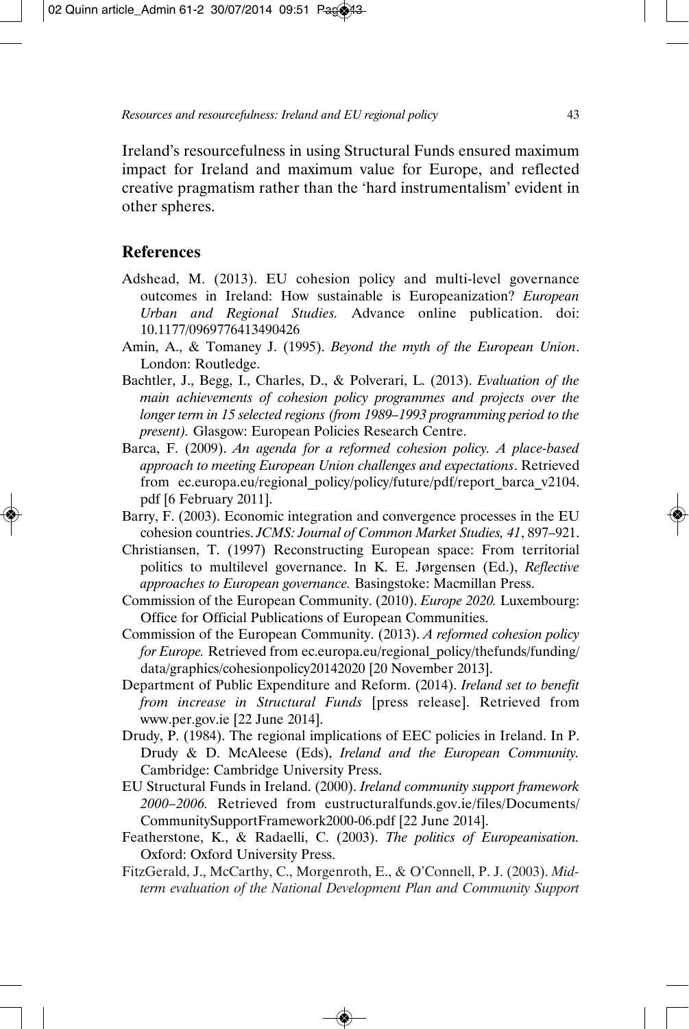Ireland's resourcefulness in using Structural Funds ensured maximum impact for Ireland and maximum value for Europe, and reflected creative pragmatism rather than the 'hard instrumentalism' evident in other spheres.

## References

Adshead, M. (2013). EU cohesion policy and multi-level governance outcomes in Ireland: How sustainable is Europeanization? *European Urban and Regional Studies.* Advance online publication. doi: 10.1177/0969776413490426

Amin, A., & Tomaney J. (1995). *Beyond the myth of the European Union*. London: Routledge.

Bachtler, J., Begg, I., Charles, D., & Polverari, L. (2013). *Evaluation of the main achievements of cohesion policy programmes and projects over the longer term in 15 selected regions (from 1989–1993 programming period to the present).* Glasgow: European Policies Research Centre.

Barca, F. (2009). *An agenda for a reformed cohesion policy. A place-based approach to meeting European Union challenges and expectations*. Retrieved from ec.europa.eu/regional_policy/policy/future/pdf/report_barca_v2104.pdf [6 February 2011].

Barry, F. (2003). Economic integration and convergence processes in the EU cohesion countries. *JCMS: Journal of Common Market Studies, 41*, 897–921.

Christiansen, T. (1997) Reconstructing European space: From territorial politics to multilevel governance. In K. E. Jørgensen (Ed.), *Reflective approaches to European governance.* Basingstoke: Macmillan Press.

Commission of the European Community. (2010). *Europe 2020.* Luxembourg: Office for Official Publications of European Communities.

Commission of the European Community. (2013). *A reformed cohesion policy for Europe.* Retrieved from ec.europa.eu/regional_policy/thefunds/funding/data/graphics/cohesionpolicy20142020 [20 November 2013].

Department of Public Expenditure and Reform. (2014). *Ireland set to benefit from increase in Structural Funds* [press release]. Retrieved from www.per.gov.ie [22 June 2014].

Drudy, P. (1984). The regional implications of EEC policies in Ireland. In P. Drudy & D. McAleese (Eds), *Ireland and the European Community.* Cambridge: Cambridge University Press.

EU Structural Funds in Ireland. (2000). *Ireland community support framework 2000–2006.* Retrieved from eustructuralfunds.gov.ie/files/Documents/CommunitySupportFramework2000-06.pdf [22 June 2014].

Featherstone, K., & Radaelli, C. (2003). *The politics of Europeanisation.* Oxford: Oxford University Press.

FitzGerald, J., McCarthy, C., Morgenroth, E., & O'Connell, P. J. (2003). *Mid-term evaluation of the National Development Plan and Community Support*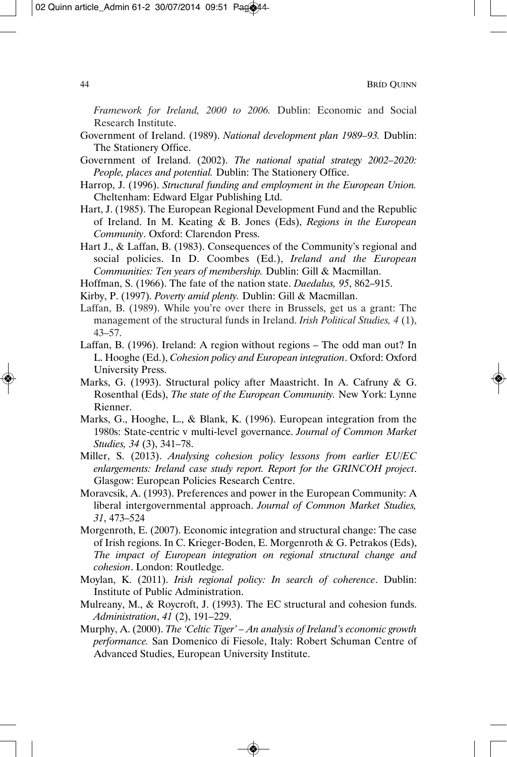*Framework for Ireland, 2000 to 2006.* Dublin: Economic and Social Research Institute.

Government of Ireland. (1989). *National development plan 1989–93.* Dublin: The Stationery Office.

Government of Ireland. (2002). *The national spatial strategy 2002–2020: People, places and potential.* Dublin: The Stationery Office.

Harrop, J. (1996). *Structural funding and employment in the European Union.* Cheltenham: Edward Elgar Publishing Ltd.

Hart, J. (1985). The European Regional Development Fund and the Republic of Ireland. In M. Keating & B. Jones (Eds), *Regions in the European Community*. Oxford: Clarendon Press.

Hart J., & Laffan, B. (1983). Consequences of the Community's regional and social policies. In D. Coombes (Ed.), *Ireland and the European Communities: Ten years of membership.* Dublin: Gill & Macmillan.

Hoffman, S. (1966). The fate of the nation state. *Daedalus, 95*, 862–915.

Kirby, P. (1997). *Poverty amid plenty.* Dublin: Gill & Macmillan.

Laffan, B. (1989). While you're over there in Brussels, get us a grant: The management of the structural funds in Ireland. *Irish Political Studies, 4* (1), 43–57.

Laffan, B. (1996). Ireland: A region without regions – The odd man out? In L. Hooghe (Ed.), *Cohesion policy and European integration*. Oxford: Oxford University Press.

Marks, G. (1993). Structural policy after Maastricht. In A. Cafruny & G. Rosenthal (Eds), *The state of the European Community.* New York: Lynne Rienner.

Marks, G., Hooghe, L., & Blank, K. (1996). European integration from the 1980s: State-centric v multi-level governance. *Journal of Common Market Studies, 34* (3), 341–78.

Miller, S. (2013). *Analysing cohesion policy lessons from earlier EU/EC enlargements: Ireland case study report. Report for the GRINCOH project*. Glasgow: European Policies Research Centre.

Moravcsik, A. (1993). Preferences and power in the European Community: A liberal intergovernmental approach. *Journal of Common Market Studies, 31*, 473–524

Morgenroth, E. (2007). Economic integration and structural change: The case of Irish regions. In C. Krieger-Boden, E. Morgenroth & G. Petrakos (Eds), *The impact of European integration on regional structural change and cohesion*. London: Routledge.

Moylan, K. (2011). *Irish regional policy: In search of coherence*. Dublin: Institute of Public Administration.

Mulreany, M., & Roycroft, J. (1993). The EC structural and cohesion funds. *Administration*, *41* (2), 191–229.

Murphy, A. (2000). *The 'Celtic Tiger' – An analysis of Ireland's economic growth performance.* San Domenico di Fiesole, Italy: Robert Schuman Centre of Advanced Studies, European University Institute.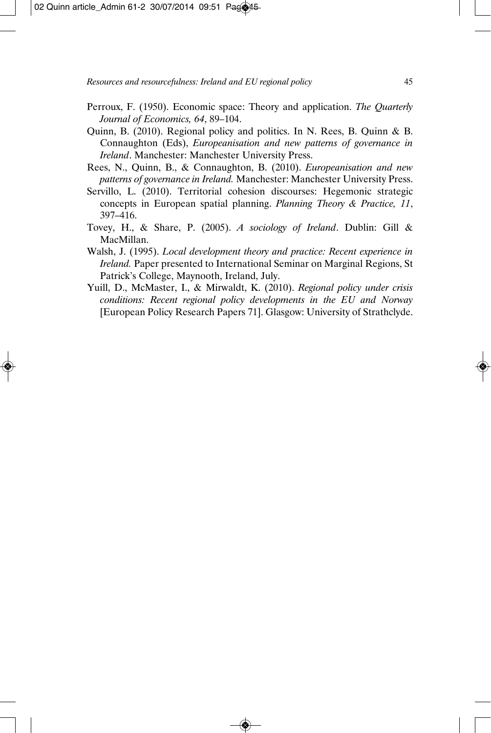Perroux, F. (1950). Economic space: Theory and application. *The Quarterly Journal of Economics, 64*, 89–104.

Quinn, B. (2010). Regional policy and politics. In N. Rees, B. Quinn & B. Connaughton (Eds), *Europeanisation and new patterns of governance in Ireland*. Manchester: Manchester University Press.

Rees, N., Quinn, B., & Connaughton, B. (2010). *Europeanisation and new patterns of governance in Ireland.* Manchester: Manchester University Press.

Servillo, L. (2010). Territorial cohesion discourses: Hegemonic strategic concepts in European spatial planning. *Planning Theory & Practice, 11*, 397–416.

Tovey, H., & Share, P. (2005). *A sociology of Ireland*. Dublin: Gill & MacMillan.

Walsh, J. (1995). *Local development theory and practice: Recent experience in Ireland.* Paper presented to International Seminar on Marginal Regions, St Patrick's College, Maynooth, Ireland, July.

Yuill, D., McMaster, I., & Mirwaldt, K. (2010). *Regional policy under crisis conditions: Recent regional policy developments in the EU and Norway* [European Policy Research Papers 71]. Glasgow: University of Strathclyde.